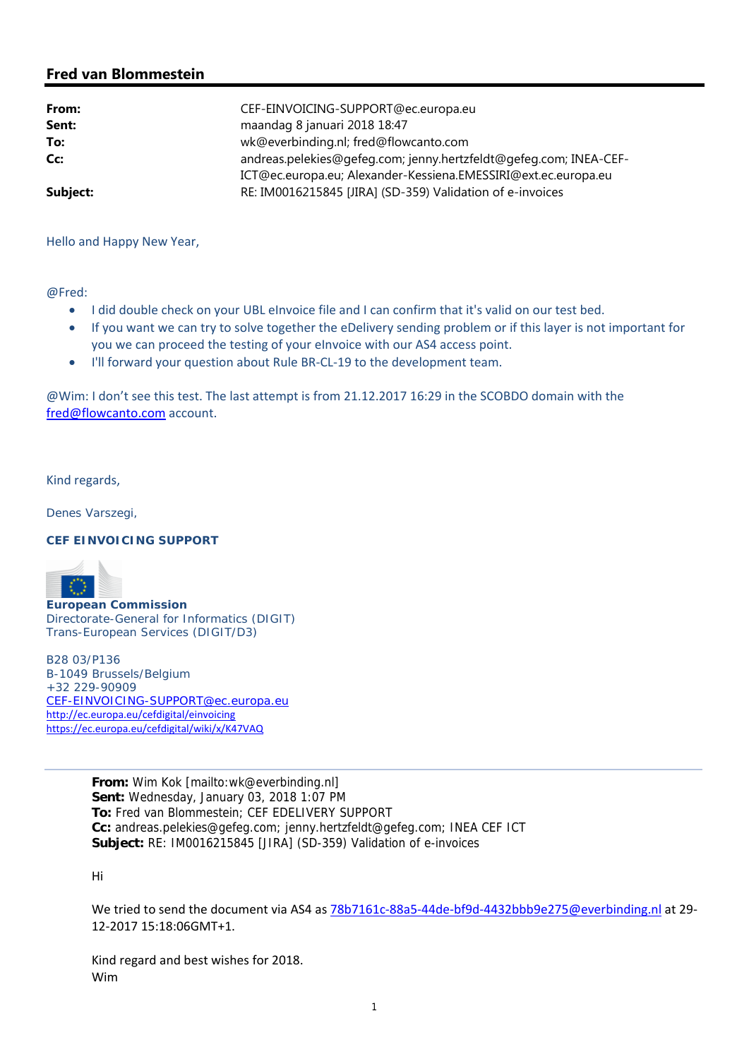## Fred van Blommestein

| | |
|---|---|
| **From:** | CEF-EINVOICING-SUPPORT@ec.europa.eu |
| **Sent:** | maandag 8 januari 2018 18:47 |
| **To:** | wk@everbinding.nl; fred@flowcanto.com |
| **Cc:** | andreas.pelekies@gefeg.com; jenny.hertzfeldt@gefeg.com; INEA-CEF-ICT@ec.europa.eu; Alexander-Kessiena.EMESSIRI@ext.ec.europa.eu |
| **Subject:** | RE: IM0016215845 [JIRA] (SD-359) Validation of e-invoices |

Hello and Happy New Year,

@Fred:

- I did double check on your UBL eInvoice file and I can confirm that it's valid on our test bed.
- If you want we can try to solve together the eDelivery sending problem or if this layer is not important for you we can proceed the testing of your eInvoice with our AS4 access point.
- I'll forward your question about Rule BR-CL-19 to the development team.

@Wim: I don't see this test. The last attempt is from 21.12.2017 16:29 in the SCOBDO domain with the fred@flowcanto.com account.

Kind regards,

Denes Varszegi,

**CEF EINVOICING SUPPORT**

**European Commission**
Directorate-General for Informatics (DIGIT)
Trans-European Services (DIGIT/D3)

B28 03/P136
B-1049 Brussels/Belgium
+32 229-90909
CEF-EINVOICING-SUPPORT@ec.europa.eu
http://ec.europa.eu/cefdigital/einvoicing
https://ec.europa.eu/cefdigital/wiki/x/K47VAQ

---

**From:** Wim Kok [mailto:wk@everbinding.nl]
**Sent:** Wednesday, January 03, 2018 1:07 PM
**To:** Fred van Blommestein; CEF EDELIVERY SUPPORT
**Cc:** andreas.pelekies@gefeg.com; jenny.hertzfeldt@gefeg.com; INEA CEF ICT
**Subject:** RE: IM0016215845 [JIRA] (SD-359) Validation of e-invoices

Hi

We tried to send the document via AS4 as 78b7161c-88a5-44de-bf9d-4432bbb9e275@everbinding.nl at 29-12-2017 15:18:06GMT+1.

Kind regard and best wishes for 2018.
Wim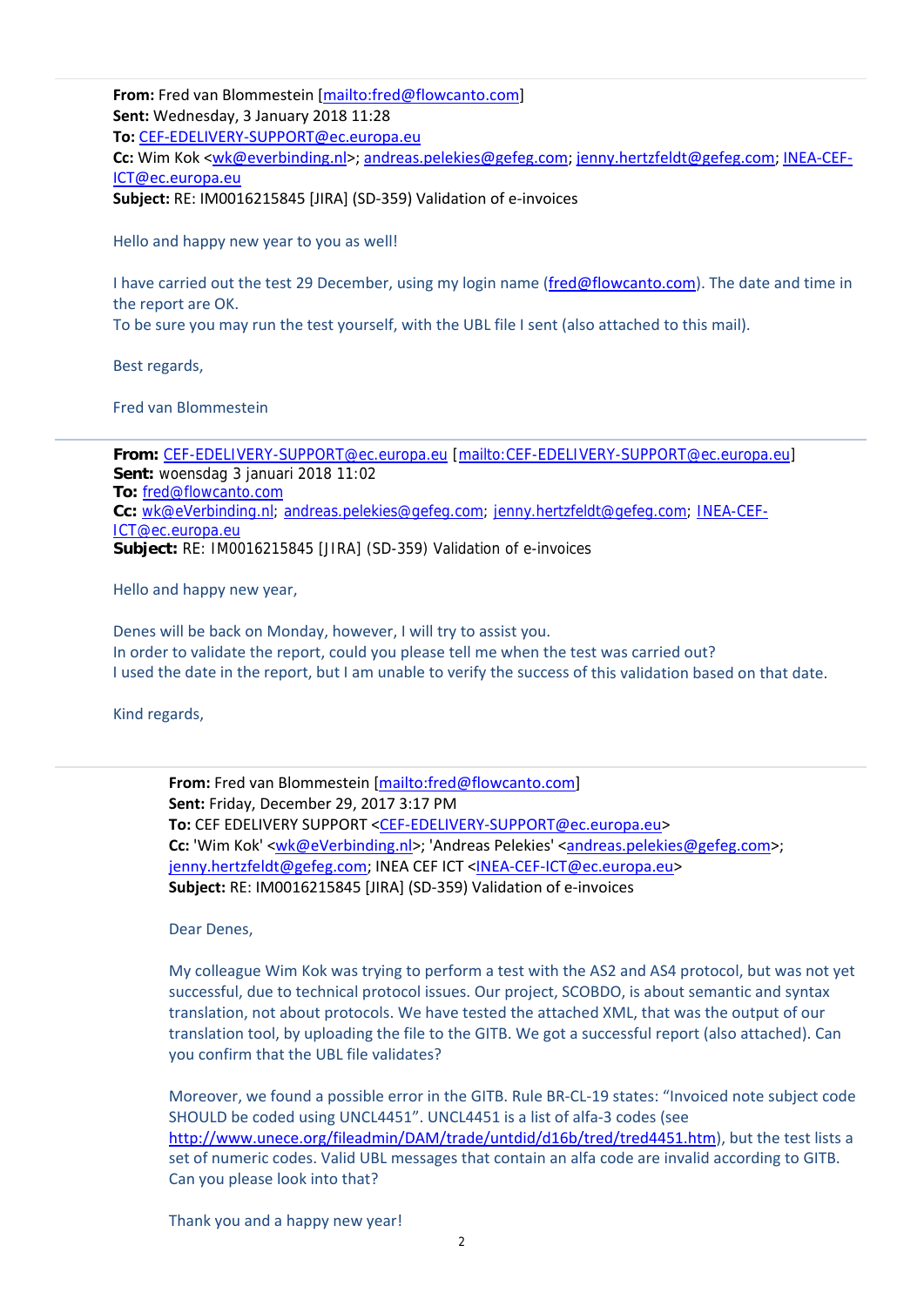**From:** Fred van Blommestein [mailto:fred@flowcanto.com]
**Sent:** Wednesday, 3 January 2018 11:28
**To:** CEF-EDELIVERY-SUPPORT@ec.europa.eu
**Cc:** Wim Kok <wk@everbinding.nl>; andreas.pelekies@gefeg.com; jenny.hertzfeldt@gefeg.com; INEA-CEF-ICT@ec.europa.eu
**Subject:** RE: IM0016215845 [JIRA] (SD-359) Validation of e-invoices

Hello and happy new year to you as well!

I have carried out the test 29 December, using my login name (fred@flowcanto.com). The date and time in the report are OK.
To be sure you may run the test yourself, with the UBL file I sent (also attached to this mail).

Best regards,

Fred van Blommestein

---

**From:** CEF-EDELIVERY-SUPPORT@ec.europa.eu [mailto:CEF-EDELIVERY-SUPPORT@ec.europa.eu]
**Sent:** woensdag 3 januari 2018 11:02
**To:** fred@flowcanto.com
**Cc:** wk@eVerbinding.nl; andreas.pelekies@gefeg.com; jenny.hertzfeldt@gefeg.com; INEA-CEF-ICT@ec.europa.eu
**Subject:** RE: IM0016215845 [JIRA] (SD-359) Validation of e-invoices

Hello and happy new year,

Denes will be back on Monday, however, I will try to assist you.
In order to validate the report, could you please tell me when the test was carried out?
I used the date in the report, but I am unable to verify the success of this validation based on that date.

Kind regards,

---

**From:** Fred van Blommestein [mailto:fred@flowcanto.com]
**Sent:** Friday, December 29, 2017 3:17 PM
**To:** CEF EDELIVERY SUPPORT <CEF-EDELIVERY-SUPPORT@ec.europa.eu>
**Cc:** 'Wim Kok' <wk@eVerbinding.nl>; 'Andreas Pelekies' <andreas.pelekies@gefeg.com>; jenny.hertzfeldt@gefeg.com; INEA CEF ICT <INEA-CEF-ICT@ec.europa.eu>
**Subject:** RE: IM0016215845 [JIRA] (SD-359) Validation of e-invoices

Dear Denes,

My colleague Wim Kok was trying to perform a test with the AS2 and AS4 protocol, but was not yet successful, due to technical protocol issues. Our project, SCOBDO, is about semantic and syntax translation, not about protocols. We have tested the attached XML, that was the output of our translation tool, by uploading the file to the GITB. We got a successful report (also attached). Can you confirm that the UBL file validates?

Moreover, we found a possible error in the GITB. Rule BR-CL-19 states: "Invoiced note subject code SHOULD be coded using UNCL4451". UNCL4451 is a list of alfa-3 codes (see http://www.unece.org/fileadmin/DAM/trade/untdid/d16b/tred/tred4451.htm), but the test lists a set of numeric codes. Valid UBL messages that contain an alfa code are invalid according to GITB. Can you please look into that?

Thank you and a happy new year!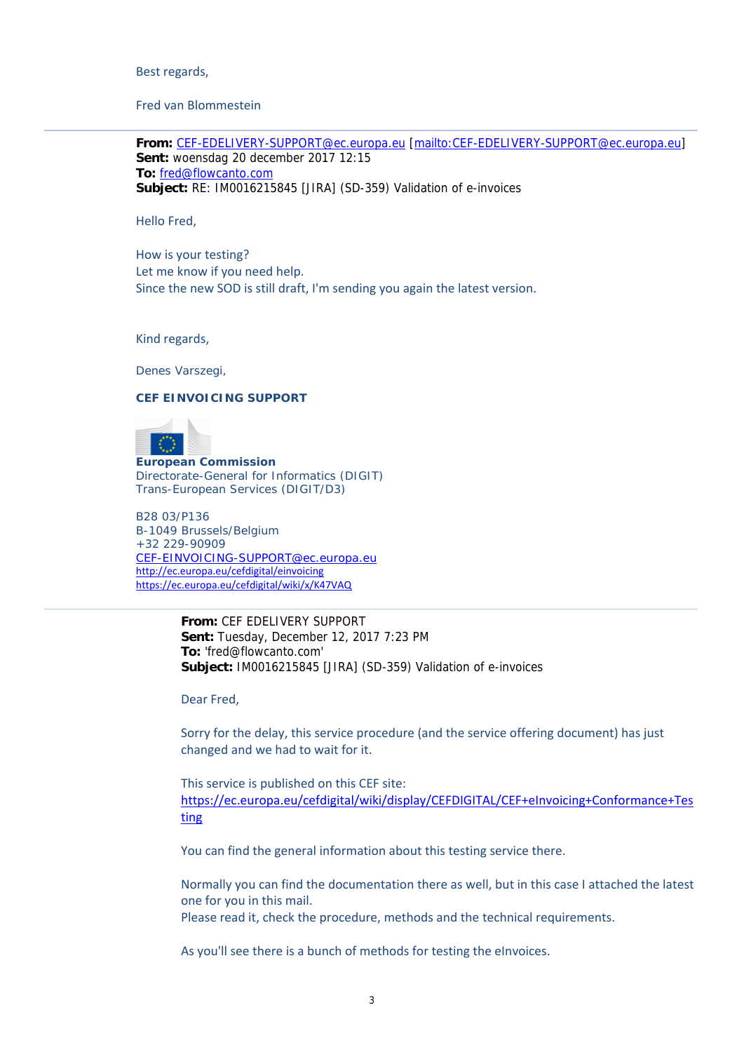Best regards,

Fred van Blommestein

---

**From:** CEF-EDELIVERY-SUPPORT@ec.europa.eu [mailto:CEF-EDELIVERY-SUPPORT@ec.europa.eu]
**Sent:** woensdag 20 december 2017 12:15
**To:** fred@flowcanto.com
**Subject:** RE: IM0016215845 [JIRA] (SD-359) Validation of e-invoices

Hello Fred,

How is your testing?
Let me know if you need help.
Since the new SOD is still draft, I'm sending you again the latest version.

Kind regards,

Denes Varszegi,

**CEF EINVOICING SUPPORT**

**European Commission**
Directorate-General for Informatics (DIGIT)
Trans-European Services (DIGIT/D3)

B28 03/P136
B-1049 Brussels/Belgium
+32 229-90909
CEF-EINVOICING-SUPPORT@ec.europa.eu
http://ec.europa.eu/cefdigital/einvoicing
https://ec.europa.eu/cefdigital/wiki/x/K47VAQ

---

**From:** CEF EDELIVERY SUPPORT
**Sent:** Tuesday, December 12, 2017 7:23 PM
**To:** 'fred@flowcanto.com'
**Subject:** IM0016215845 [JIRA] (SD-359) Validation of e-invoices

Dear Fred,

Sorry for the delay, this service procedure (and the service offering document) has just changed and we had to wait for it.

This service is published on this CEF site:
https://ec.europa.eu/cefdigital/wiki/display/CEFDIGITAL/CEF+eInvoicing+Conformance+Testing

You can find the general information about this testing service there.

Normally you can find the documentation there as well, but in this case I attached the latest one for you in this mail.
Please read it, check the procedure, methods and the technical requirements.

As you'll see there is a bunch of methods for testing the eInvoices.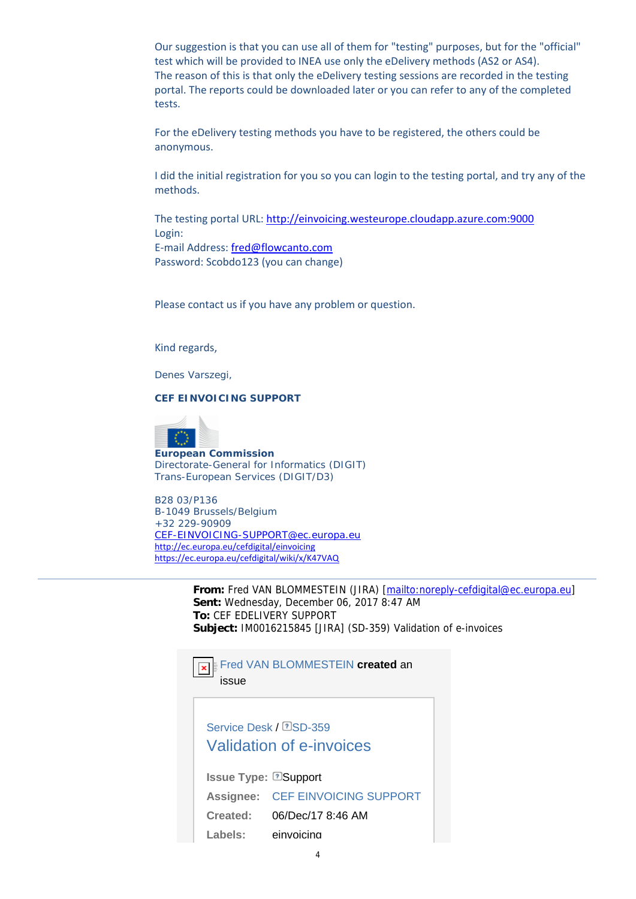Our suggestion is that you can use all of them for "testing" purposes, but for the "official" test which will be provided to INEA use only the eDelivery methods (AS2 or AS4).
The reason of this is that only the eDelivery testing sessions are recorded in the testing portal. The reports could be downloaded later or you can refer to any of the completed tests.

For the eDelivery testing methods you have to be registered, the others could be anonymous.

I did the initial registration for you so you can login to the testing portal, and try any of the methods.

The testing portal URL: http://einvoicing.westeurope.cloudapp.azure.com:9000
Login:
E-mail Address: fred@flowcanto.com
Password: Scobdo123 (you can change)

Please contact us if you have any problem or question.

Kind regards,

Denes Varszegi,

**CEF EINVOICING SUPPORT**

**European Commission**
Directorate-General for Informatics (DIGIT)
Trans-European Services (DIGIT/D3)

B28 03/P136
B-1049 Brussels/Belgium
+32 229-90909
CEF-EINVOICING-SUPPORT@ec.europa.eu
http://ec.europa.eu/cefdigital/einvoicing
https://ec.europa.eu/cefdigital/wiki/x/K47VAQ

---

**From:** Fred VAN BLOMMESTEIN (JIRA) [mailto:noreply-cefdigital@ec.europa.eu]
**Sent:** Wednesday, December 06, 2017 8:47 AM
**To:** CEF EDELIVERY SUPPORT
**Subject:** IM0016215845 [JIRA] (SD-359) Validation of e-invoices

Fred VAN BLOMMESTEIN **created** an issue

Service Desk / SD-359

## Validation of e-invoices

| | |
|---|---|
| **Issue Type:** | Support |
| **Assignee:** | CEF EINVOICING SUPPORT |
| **Created:** | 06/Dec/17 8:46 AM |
| **Labels:** | einvoicing |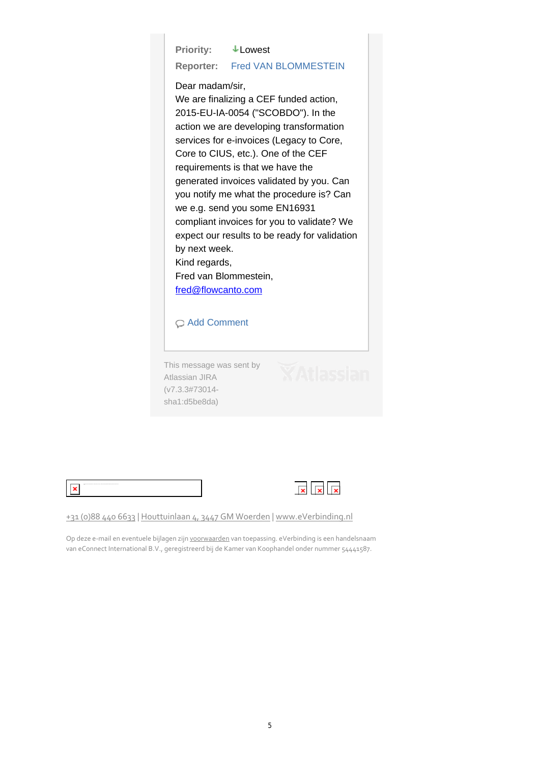**Priority:** ↓Lowest

**Reporter:** Fred VAN BLOMMESTEIN

Dear madam/sir,
We are finalizing a CEF funded action, 2015-EU-IA-0054 ("SCOBDO"). In the action we are developing transformation services for e-invoices (Legacy to Core, Core to CIUS, etc.). One of the CEF requirements is that we have the generated invoices validated by you. Can you notify me what the procedure is? Can we e.g. send you some EN16931 compliant invoices for you to validate? We expect our results to be ready for validation by next week.
Kind regards,
Fred van Blommestein,
fred@flowcanto.com

Add Comment

This message was sent by Atlassian JIRA (v7.3.3#73014-sha1:d5be8da)

+31 (0)88 440 6633 | Houttuinlaan 4, 3447 GM Woerden | www.eVerbinding.nl

Op deze e-mail en eventuele bijlagen zijn voorwaarden van toepassing. eVerbinding is een handelsnaam van eConnect International B.V., geregistreerd bij de Kamer van Koophandel onder nummer 54441587.